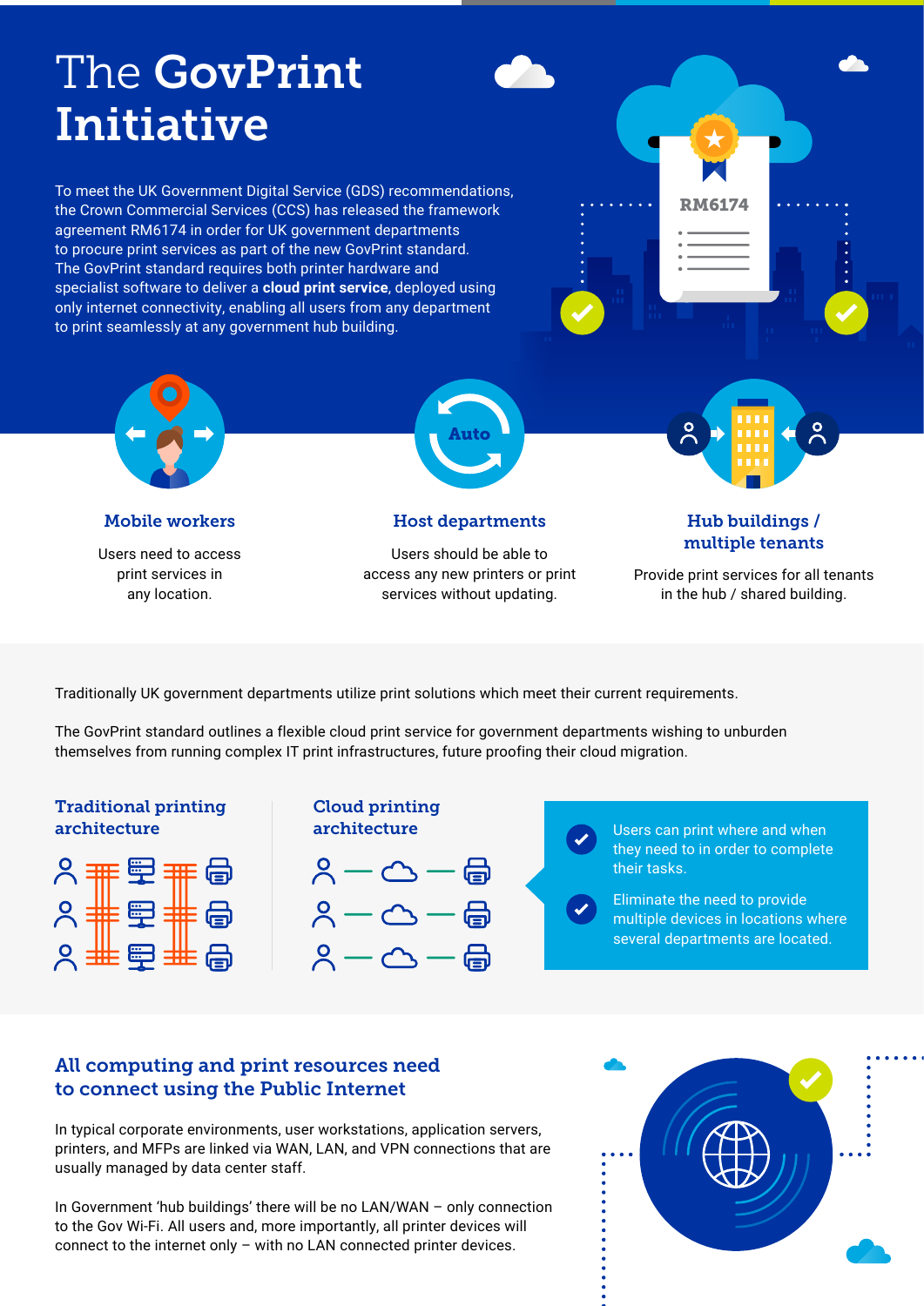# The GovPrint Initiative

To meet the UK Government Digital Service (GDS) recommendations, the Crown Commercial Services (CCS) has released the framework agreement RM6174 in order for UK government departments to procure print services as part of the new GovPrint standard. The GovPrint standard requires both printer hardware and specialist software to deliver a **cloud print service**, deployed using only internet connectivity, enabling all users from any department to print seamlessly at any government hub building.

RM6174

### Mobile workers

Users need to access print services in any location.

### Host departments

Users should be able to access any new printers or print services without updating.

### Hub buildings / multiple tenants

Provide print services for all tenants in the hub / shared building.

Traditionally UK government departments utilize print solutions which meet their current requirements.

The GovPrint standard outlines a flexible cloud print service for government departments wishing to unburden themselves from running complex IT print infrastructures, future proofing their cloud migration.

### Traditional printing architecture

### Cloud printing architecture

- Users can print where and when they need to in order to complete their tasks.
- Eliminate the need to provide multiple devices in locations where several departments are located.

## All computing and print resources need to connect using the Public Internet

In typical corporate environments, user workstations, application servers, printers, and MFPs are linked via WAN, LAN, and VPN connections that are usually managed by data center staff.

In Government 'hub buildings' there will be no LAN/WAN – only connection to the Gov Wi-Fi. All users and, more importantly, all printer devices will connect to the internet only – with no LAN connected printer devices.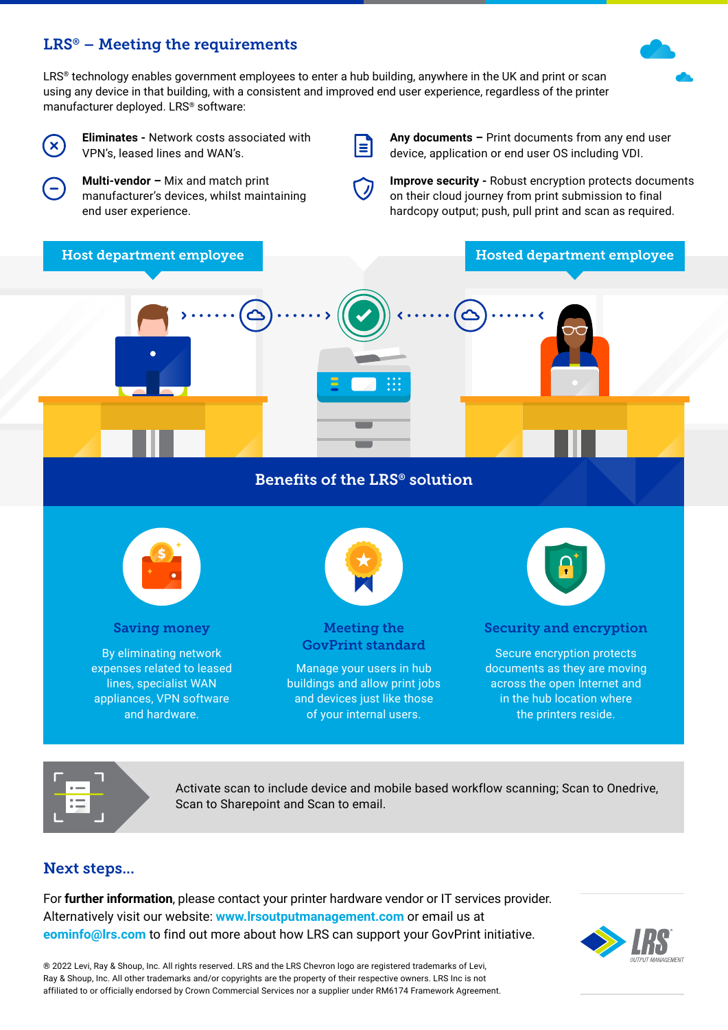## LRS® – Meeting the requirements

LRS® technology enables government employees to enter a hub building, anywhere in the UK and print or scan using any device in that building, with a consistent and improved end user experience, regardless of the printer manufacturer deployed. LRS® software:

- **Eliminates** - Network costs associated with VPN's, leased lines and WAN's.
- **Multi-vendor –** Mix and match print manufacturer's devices, whilst maintaining end user experience.
- **Any documents –** Print documents from any end user device, application or end user OS including VDI.
- **Improve security -** Robust encryption protects documents on their cloud journey from print submission to final hardcopy output; push, pull print and scan as required.

Host department employee

Hosted department employee

## Benefits of the LRS® solution

### Saving money

By eliminating network expenses related to leased lines, specialist WAN appliances, VPN software and hardware.

### Meeting the GovPrint standard

Manage your users in hub buildings and allow print jobs and devices just like those of your internal users.

### Security and encryption

Secure encryption protects documents as they are moving across the open Internet and in the hub location where the printers reside.

Activate scan to include device and mobile based workflow scanning; Scan to Onedrive, Scan to Sharepoint and Scan to email.

## Next steps...

For **further information**, please contact your printer hardware vendor or IT services provider. Alternatively visit our website: www.lrsoutputmanagement.com or email us at eominfo@lrs.com to find out more about how LRS can support your GovPrint initiative.

® 2022 Levi, Ray & Shoup, Inc. All rights reserved. LRS and the LRS Chevron logo are registered trademarks of Levi, Ray & Shoup, Inc. All other trademarks and/or copyrights are the property of their respective owners. LRS Inc is not affiliated to or officially endorsed by Crown Commercial Services nor a supplier under RM6174 Framework Agreement.